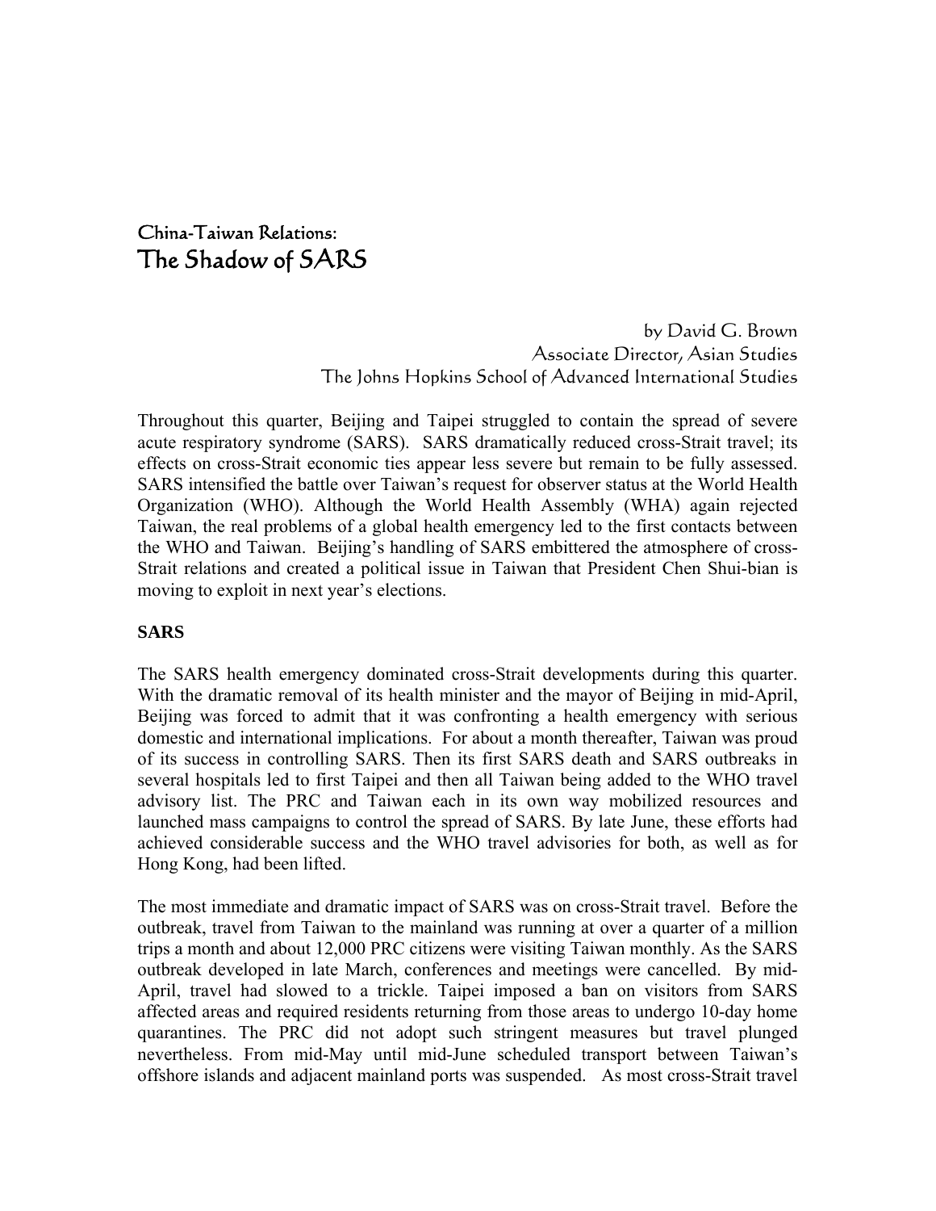## China-Taiwan Relations:
# The Shadow of SARS

by David G. Brown
Associate Director, Asian Studies
The Johns Hopkins School of Advanced International Studies

Throughout this quarter, Beijing and Taipei struggled to contain the spread of severe acute respiratory syndrome (SARS). SARS dramatically reduced cross-Strait travel; its effects on cross-Strait economic ties appear less severe but remain to be fully assessed. SARS intensified the battle over Taiwan's request for observer status at the World Health Organization (WHO). Although the World Health Assembly (WHA) again rejected Taiwan, the real problems of a global health emergency led to the first contacts between the WHO and Taiwan. Beijing's handling of SARS embittered the atmosphere of cross-Strait relations and created a political issue in Taiwan that President Chen Shui-bian is moving to exploit in next year's elections.

**SARS**

The SARS health emergency dominated cross-Strait developments during this quarter. With the dramatic removal of its health minister and the mayor of Beijing in mid-April, Beijing was forced to admit that it was confronting a health emergency with serious domestic and international implications. For about a month thereafter, Taiwan was proud of its success in controlling SARS. Then its first SARS death and SARS outbreaks in several hospitals led to first Taipei and then all Taiwan being added to the WHO travel advisory list. The PRC and Taiwan each in its own way mobilized resources and launched mass campaigns to control the spread of SARS. By late June, these efforts had achieved considerable success and the WHO travel advisories for both, as well as for Hong Kong, had been lifted.

The most immediate and dramatic impact of SARS was on cross-Strait travel. Before the outbreak, travel from Taiwan to the mainland was running at over a quarter of a million trips a month and about 12,000 PRC citizens were visiting Taiwan monthly. As the SARS outbreak developed in late March, conferences and meetings were cancelled. By mid-April, travel had slowed to a trickle. Taipei imposed a ban on visitors from SARS affected areas and required residents returning from those areas to undergo 10-day home quarantines. The PRC did not adopt such stringent measures but travel plunged nevertheless. From mid-May until mid-June scheduled transport between Taiwan's offshore islands and adjacent mainland ports was suspended. As most cross-Strait travel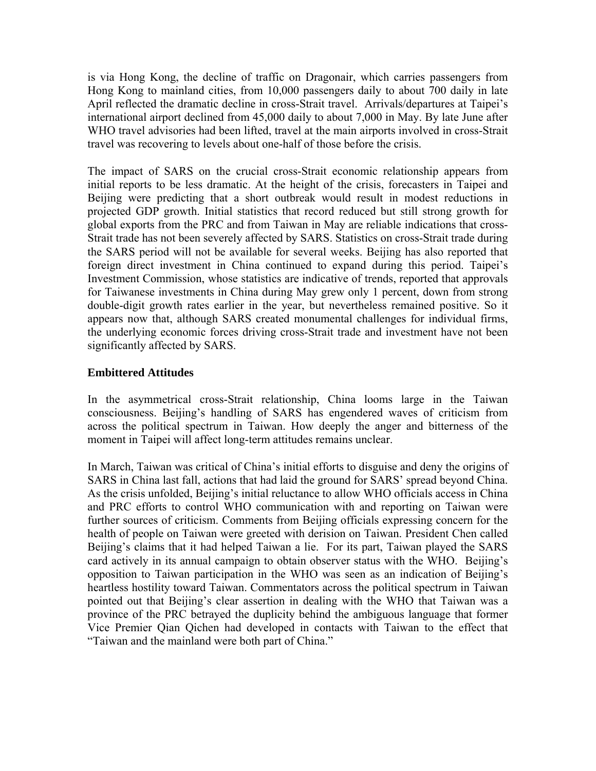is via Hong Kong, the decline of traffic on Dragonair, which carries passengers from Hong Kong to mainland cities, from 10,000 passengers daily to about 700 daily in late April reflected the dramatic decline in cross-Strait travel. Arrivals/departures at Taipei's international airport declined from 45,000 daily to about 7,000 in May. By late June after WHO travel advisories had been lifted, travel at the main airports involved in cross-Strait travel was recovering to levels about one-half of those before the crisis.

The impact of SARS on the crucial cross-Strait economic relationship appears from initial reports to be less dramatic. At the height of the crisis, forecasters in Taipei and Beijing were predicting that a short outbreak would result in modest reductions in projected GDP growth. Initial statistics that record reduced but still strong growth for global exports from the PRC and from Taiwan in May are reliable indications that cross-Strait trade has not been severely affected by SARS. Statistics on cross-Strait trade during the SARS period will not be available for several weeks. Beijing has also reported that foreign direct investment in China continued to expand during this period. Taipei's Investment Commission, whose statistics are indicative of trends, reported that approvals for Taiwanese investments in China during May grew only 1 percent, down from strong double-digit growth rates earlier in the year, but nevertheless remained positive. So it appears now that, although SARS created monumental challenges for individual firms, the underlying economic forces driving cross-Strait trade and investment have not been significantly affected by SARS.

**Embittered Attitudes**

In the asymmetrical cross-Strait relationship, China looms large in the Taiwan consciousness. Beijing's handling of SARS has engendered waves of criticism from across the political spectrum in Taiwan. How deeply the anger and bitterness of the moment in Taipei will affect long-term attitudes remains unclear.

In March, Taiwan was critical of China's initial efforts to disguise and deny the origins of SARS in China last fall, actions that had laid the ground for SARS' spread beyond China. As the crisis unfolded, Beijing's initial reluctance to allow WHO officials access in China and PRC efforts to control WHO communication with and reporting on Taiwan were further sources of criticism. Comments from Beijing officials expressing concern for the health of people on Taiwan were greeted with derision on Taiwan. President Chen called Beijing's claims that it had helped Taiwan a lie. For its part, Taiwan played the SARS card actively in its annual campaign to obtain observer status with the WHO. Beijing's opposition to Taiwan participation in the WHO was seen as an indication of Beijing's heartless hostility toward Taiwan. Commentators across the political spectrum in Taiwan pointed out that Beijing's clear assertion in dealing with the WHO that Taiwan was a province of the PRC betrayed the duplicity behind the ambiguous language that former Vice Premier Qian Qichen had developed in contacts with Taiwan to the effect that "Taiwan and the mainland were both part of China."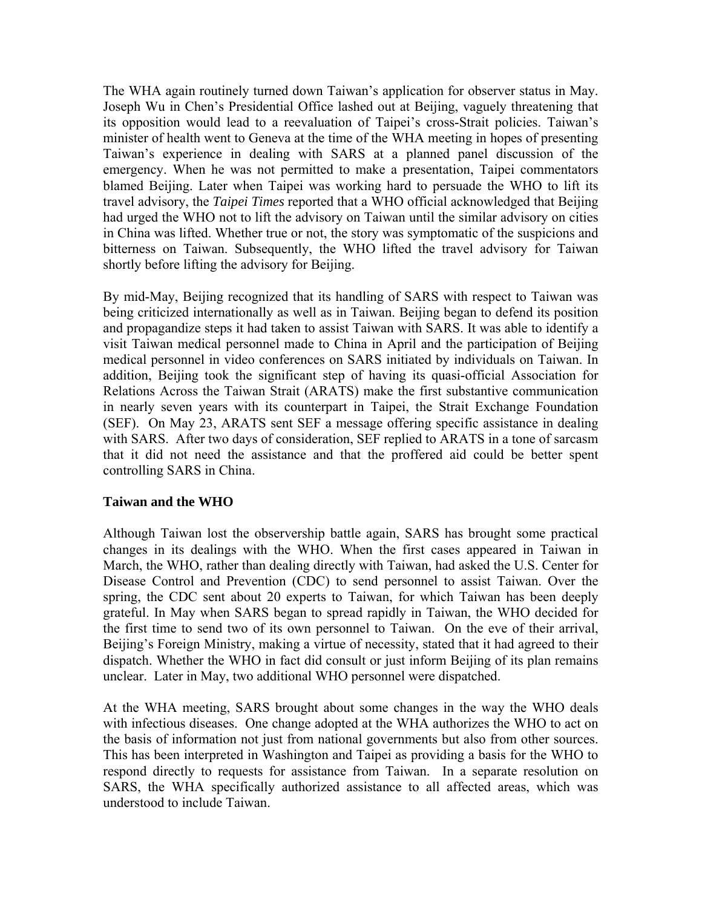The WHA again routinely turned down Taiwan's application for observer status in May. Joseph Wu in Chen's Presidential Office lashed out at Beijing, vaguely threatening that its opposition would lead to a reevaluation of Taipei's cross-Strait policies. Taiwan's minister of health went to Geneva at the time of the WHA meeting in hopes of presenting Taiwan's experience in dealing with SARS at a planned panel discussion of the emergency. When he was not permitted to make a presentation, Taipei commentators blamed Beijing. Later when Taipei was working hard to persuade the WHO to lift its travel advisory, the *Taipei Times* reported that a WHO official acknowledged that Beijing had urged the WHO not to lift the advisory on Taiwan until the similar advisory on cities in China was lifted. Whether true or not, the story was symptomatic of the suspicions and bitterness on Taiwan. Subsequently, the WHO lifted the travel advisory for Taiwan shortly before lifting the advisory for Beijing.

By mid-May, Beijing recognized that its handling of SARS with respect to Taiwan was being criticized internationally as well as in Taiwan. Beijing began to defend its position and propagandize steps it had taken to assist Taiwan with SARS. It was able to identify a visit Taiwan medical personnel made to China in April and the participation of Beijing medical personnel in video conferences on SARS initiated by individuals on Taiwan. In addition, Beijing took the significant step of having its quasi-official Association for Relations Across the Taiwan Strait (ARATS) make the first substantive communication in nearly seven years with its counterpart in Taipei, the Strait Exchange Foundation (SEF). On May 23, ARATS sent SEF a message offering specific assistance in dealing with SARS. After two days of consideration, SEF replied to ARATS in a tone of sarcasm that it did not need the assistance and that the proffered aid could be better spent controlling SARS in China.

**Taiwan and the WHO**

Although Taiwan lost the observership battle again, SARS has brought some practical changes in its dealings with the WHO. When the first cases appeared in Taiwan in March, the WHO, rather than dealing directly with Taiwan, had asked the U.S. Center for Disease Control and Prevention (CDC) to send personnel to assist Taiwan. Over the spring, the CDC sent about 20 experts to Taiwan, for which Taiwan has been deeply grateful. In May when SARS began to spread rapidly in Taiwan, the WHO decided for the first time to send two of its own personnel to Taiwan. On the eve of their arrival, Beijing's Foreign Ministry, making a virtue of necessity, stated that it had agreed to their dispatch. Whether the WHO in fact did consult or just inform Beijing of its plan remains unclear. Later in May, two additional WHO personnel were dispatched.

At the WHA meeting, SARS brought about some changes in the way the WHO deals with infectious diseases. One change adopted at the WHA authorizes the WHO to act on the basis of information not just from national governments but also from other sources. This has been interpreted in Washington and Taipei as providing a basis for the WHO to respond directly to requests for assistance from Taiwan. In a separate resolution on SARS, the WHA specifically authorized assistance to all affected areas, which was understood to include Taiwan.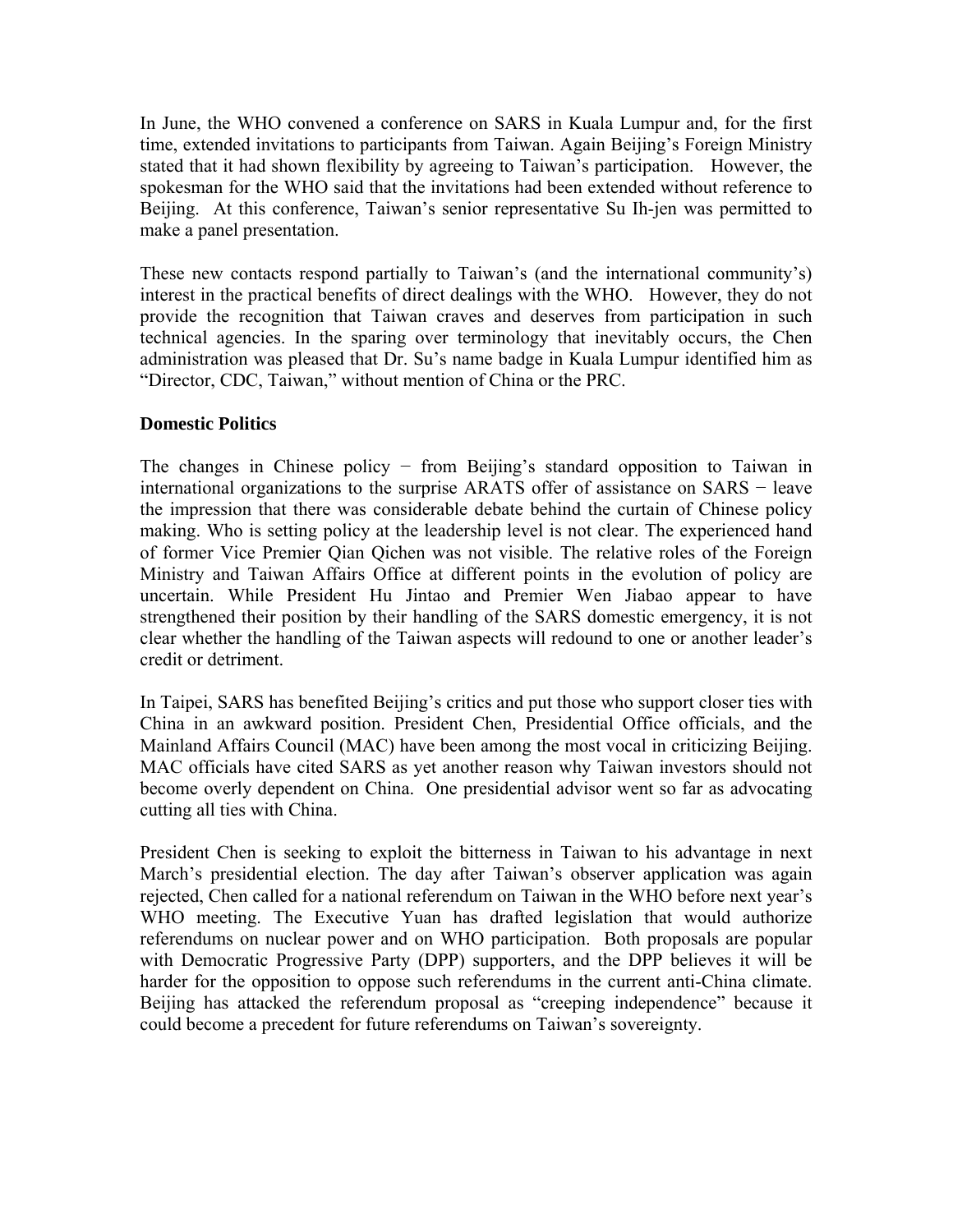In June, the WHO convened a conference on SARS in Kuala Lumpur and, for the first time, extended invitations to participants from Taiwan. Again Beijing's Foreign Ministry stated that it had shown flexibility by agreeing to Taiwan's participation. However, the spokesman for the WHO said that the invitations had been extended without reference to Beijing. At this conference, Taiwan's senior representative Su Ih-jen was permitted to make a panel presentation.

These new contacts respond partially to Taiwan's (and the international community's) interest in the practical benefits of direct dealings with the WHO. However, they do not provide the recognition that Taiwan craves and deserves from participation in such technical agencies. In the sparing over terminology that inevitably occurs, the Chen administration was pleased that Dr. Su's name badge in Kuala Lumpur identified him as "Director, CDC, Taiwan," without mention of China or the PRC.

**Domestic Politics**

The changes in Chinese policy − from Beijing's standard opposition to Taiwan in international organizations to the surprise ARATS offer of assistance on SARS − leave the impression that there was considerable debate behind the curtain of Chinese policy making. Who is setting policy at the leadership level is not clear. The experienced hand of former Vice Premier Qian Qichen was not visible. The relative roles of the Foreign Ministry and Taiwan Affairs Office at different points in the evolution of policy are uncertain. While President Hu Jintao and Premier Wen Jiabao appear to have strengthened their position by their handling of the SARS domestic emergency, it is not clear whether the handling of the Taiwan aspects will redound to one or another leader's credit or detriment.

In Taipei, SARS has benefited Beijing's critics and put those who support closer ties with China in an awkward position. President Chen, Presidential Office officials, and the Mainland Affairs Council (MAC) have been among the most vocal in criticizing Beijing. MAC officials have cited SARS as yet another reason why Taiwan investors should not become overly dependent on China. One presidential advisor went so far as advocating cutting all ties with China.

President Chen is seeking to exploit the bitterness in Taiwan to his advantage in next March's presidential election. The day after Taiwan's observer application was again rejected, Chen called for a national referendum on Taiwan in the WHO before next year's WHO meeting. The Executive Yuan has drafted legislation that would authorize referendums on nuclear power and on WHO participation. Both proposals are popular with Democratic Progressive Party (DPP) supporters, and the DPP believes it will be harder for the opposition to oppose such referendums in the current anti-China climate. Beijing has attacked the referendum proposal as "creeping independence" because it could become a precedent for future referendums on Taiwan's sovereignty.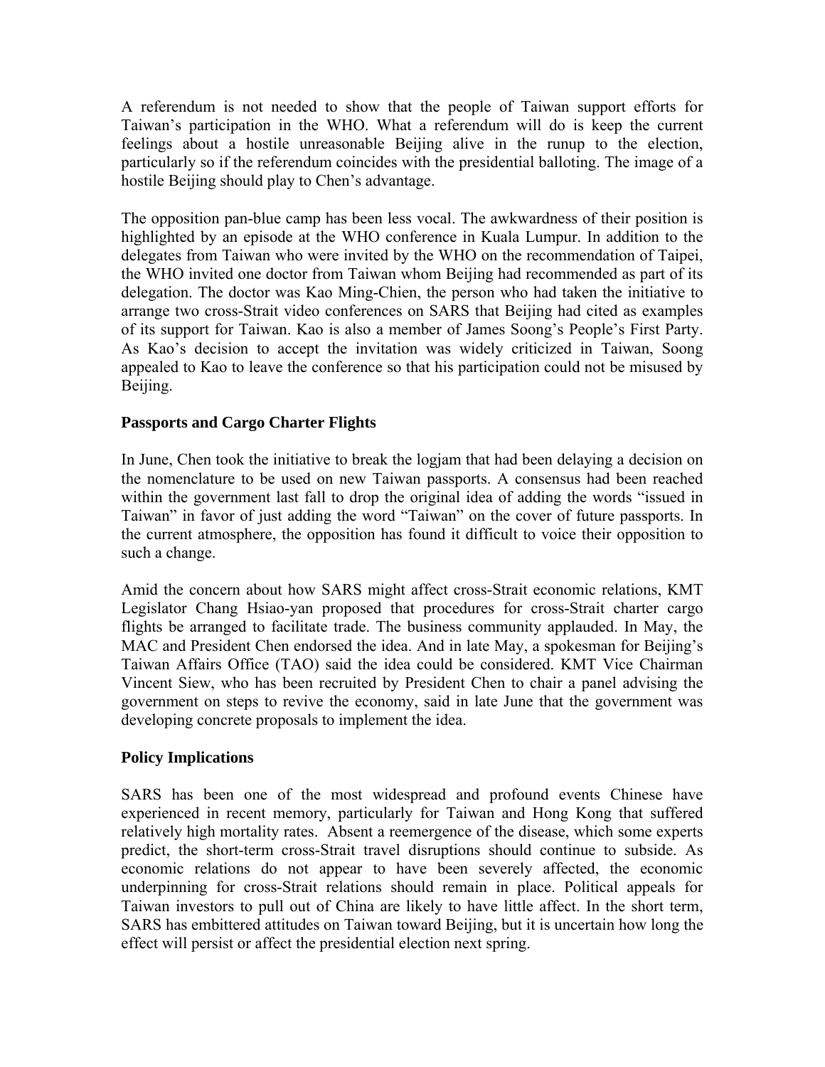A referendum is not needed to show that the people of Taiwan support efforts for Taiwan's participation in the WHO. What a referendum will do is keep the current feelings about a hostile unreasonable Beijing alive in the runup to the election, particularly so if the referendum coincides with the presidential balloting. The image of a hostile Beijing should play to Chen's advantage.

The opposition pan-blue camp has been less vocal. The awkwardness of their position is highlighted by an episode at the WHO conference in Kuala Lumpur. In addition to the delegates from Taiwan who were invited by the WHO on the recommendation of Taipei, the WHO invited one doctor from Taiwan whom Beijing had recommended as part of its delegation. The doctor was Kao Ming-Chien, the person who had taken the initiative to arrange two cross-Strait video conferences on SARS that Beijing had cited as examples of its support for Taiwan. Kao is also a member of James Soong's People's First Party. As Kao's decision to accept the invitation was widely criticized in Taiwan, Soong appealed to Kao to leave the conference so that his participation could not be misused by Beijing.

### Passports and Cargo Charter Flights

In June, Chen took the initiative to break the logjam that had been delaying a decision on the nomenclature to be used on new Taiwan passports. A consensus had been reached within the government last fall to drop the original idea of adding the words "issued in Taiwan" in favor of just adding the word "Taiwan" on the cover of future passports. In the current atmosphere, the opposition has found it difficult to voice their opposition to such a change.

Amid the concern about how SARS might affect cross-Strait economic relations, KMT Legislator Chang Hsiao-yan proposed that procedures for cross-Strait charter cargo flights be arranged to facilitate trade. The business community applauded. In May, the MAC and President Chen endorsed the idea. And in late May, a spokesman for Beijing's Taiwan Affairs Office (TAO) said the idea could be considered. KMT Vice Chairman Vincent Siew, who has been recruited by President Chen to chair a panel advising the government on steps to revive the economy, said in late June that the government was developing concrete proposals to implement the idea.

### Policy Implications

SARS has been one of the most widespread and profound events Chinese have experienced in recent memory, particularly for Taiwan and Hong Kong that suffered relatively high mortality rates. Absent a reemergence of the disease, which some experts predict, the short-term cross-Strait travel disruptions should continue to subside. As economic relations do not appear to have been severely affected, the economic underpinning for cross-Strait relations should remain in place. Political appeals for Taiwan investors to pull out of China are likely to have little affect. In the short term, SARS has embittered attitudes on Taiwan toward Beijing, but it is uncertain how long the effect will persist or affect the presidential election next spring.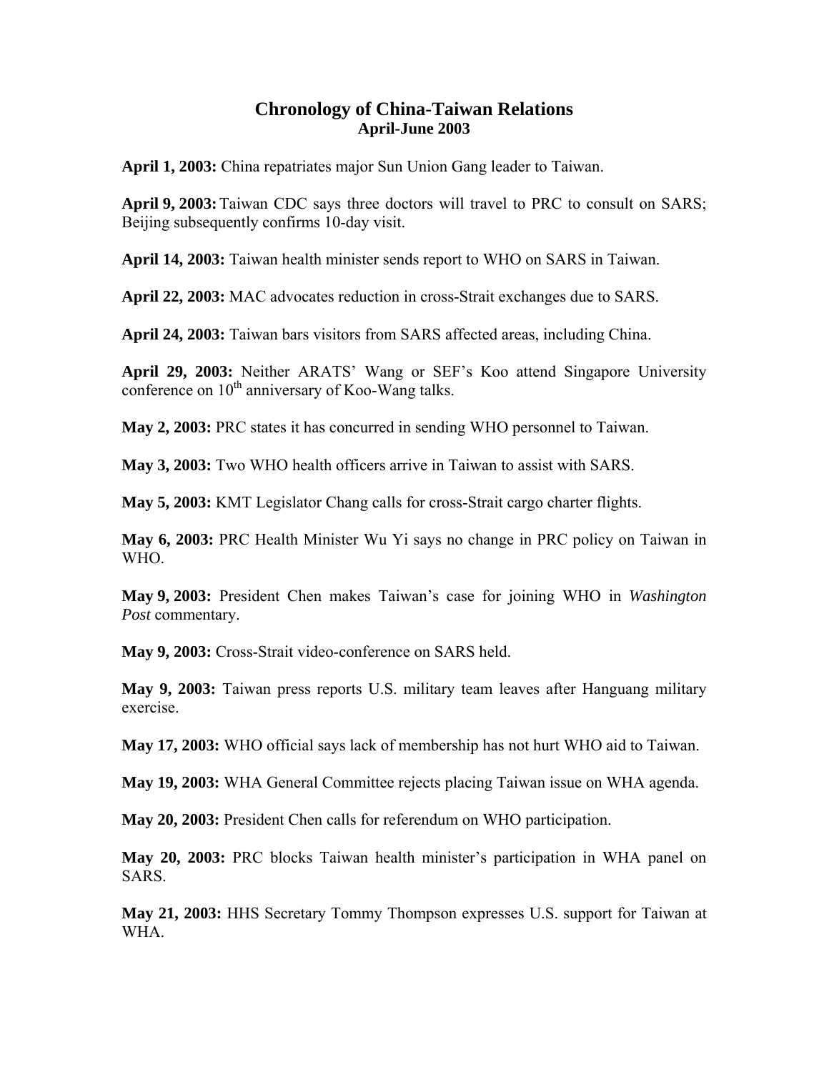# Chronology of China-Taiwan Relations
## April-June 2003

**April 1, 2003:** China repatriates major Sun Union Gang leader to Taiwan.

**April 9, 2003:** Taiwan CDC says three doctors will travel to PRC to consult on SARS; Beijing subsequently confirms 10-day visit.

**April 14, 2003:** Taiwan health minister sends report to WHO on SARS in Taiwan.

**April 22, 2003:** MAC advocates reduction in cross-Strait exchanges due to SARS.

**April 24, 2003:** Taiwan bars visitors from SARS affected areas, including China.

**April 29, 2003:** Neither ARATS' Wang or SEF's Koo attend Singapore University conference on 10th anniversary of Koo-Wang talks.

**May 2, 2003:** PRC states it has concurred in sending WHO personnel to Taiwan.

**May 3, 2003:** Two WHO health officers arrive in Taiwan to assist with SARS.

**May 5, 2003:** KMT Legislator Chang calls for cross-Strait cargo charter flights.

**May 6, 2003:** PRC Health Minister Wu Yi says no change in PRC policy on Taiwan in WHO.

**May 9, 2003:** President Chen makes Taiwan's case for joining WHO in *Washington Post* commentary.

**May 9, 2003:** Cross-Strait video-conference on SARS held.

**May 9, 2003:** Taiwan press reports U.S. military team leaves after Hanguang military exercise.

**May 17, 2003:** WHO official says lack of membership has not hurt WHO aid to Taiwan.

**May 19, 2003:** WHA General Committee rejects placing Taiwan issue on WHA agenda.

**May 20, 2003:** President Chen calls for referendum on WHO participation.

**May 20, 2003:** PRC blocks Taiwan health minister's participation in WHA panel on SARS.

**May 21, 2003:** HHS Secretary Tommy Thompson expresses U.S. support for Taiwan at WHA.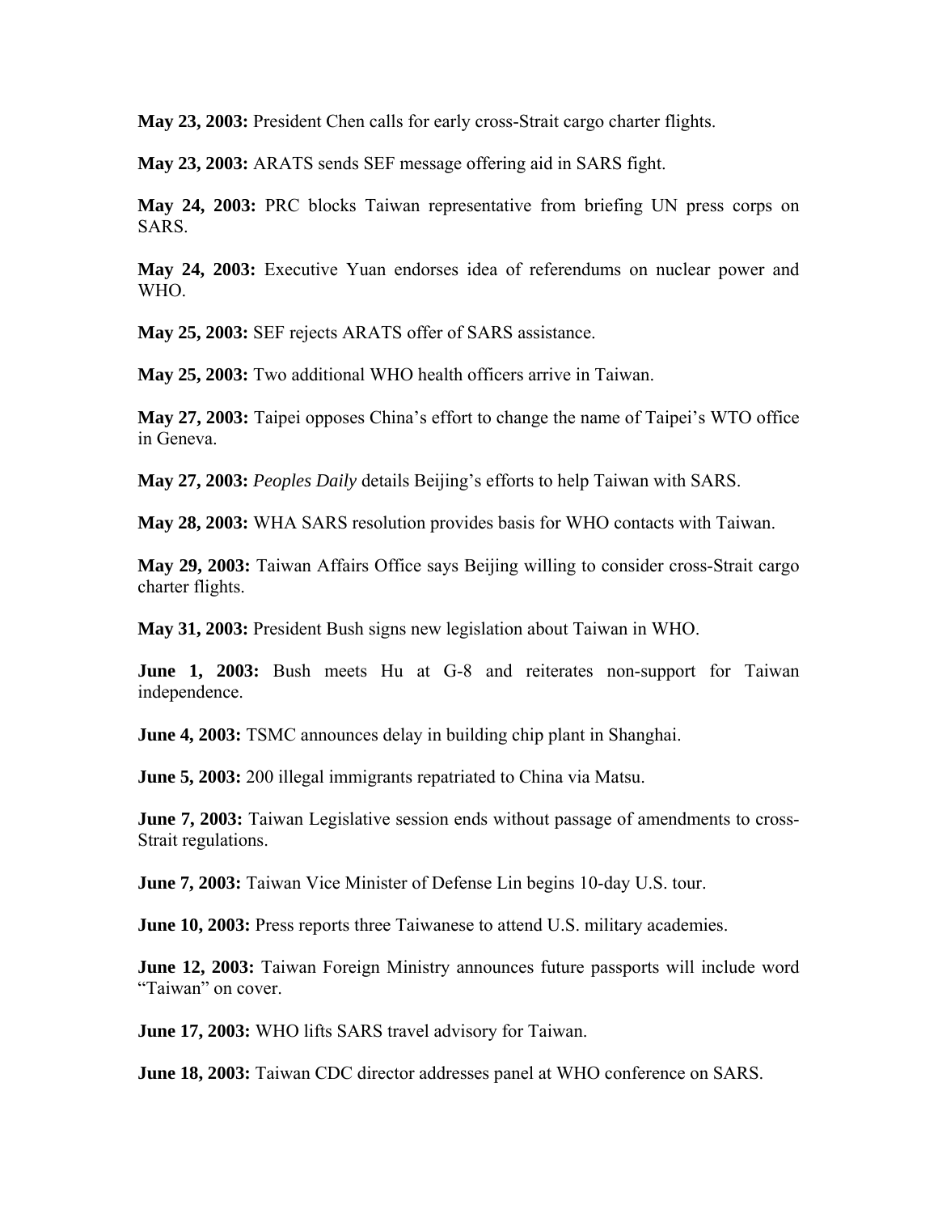**May 23, 2003:** President Chen calls for early cross-Strait cargo charter flights.

**May 23, 2003:** ARATS sends SEF message offering aid in SARS fight.

**May 24, 2003:** PRC blocks Taiwan representative from briefing UN press corps on SARS.

**May 24, 2003:** Executive Yuan endorses idea of referendums on nuclear power and WHO.

**May 25, 2003:** SEF rejects ARATS offer of SARS assistance.

**May 25, 2003:** Two additional WHO health officers arrive in Taiwan.

**May 27, 2003:** Taipei opposes China's effort to change the name of Taipei's WTO office in Geneva.

**May 27, 2003:** *Peoples Daily* details Beijing's efforts to help Taiwan with SARS.

**May 28, 2003:** WHA SARS resolution provides basis for WHO contacts with Taiwan.

**May 29, 2003:** Taiwan Affairs Office says Beijing willing to consider cross-Strait cargo charter flights.

**May 31, 2003:** President Bush signs new legislation about Taiwan in WHO.

**June 1, 2003:** Bush meets Hu at G-8 and reiterates non-support for Taiwan independence.

**June 4, 2003:** TSMC announces delay in building chip plant in Shanghai.

**June 5, 2003:** 200 illegal immigrants repatriated to China via Matsu.

**June 7, 2003:** Taiwan Legislative session ends without passage of amendments to cross-Strait regulations.

**June 7, 2003:** Taiwan Vice Minister of Defense Lin begins 10-day U.S. tour.

**June 10, 2003:** Press reports three Taiwanese to attend U.S. military academies.

**June 12, 2003:** Taiwan Foreign Ministry announces future passports will include word "Taiwan" on cover.

**June 17, 2003:** WHO lifts SARS travel advisory for Taiwan.

**June 18, 2003:** Taiwan CDC director addresses panel at WHO conference on SARS.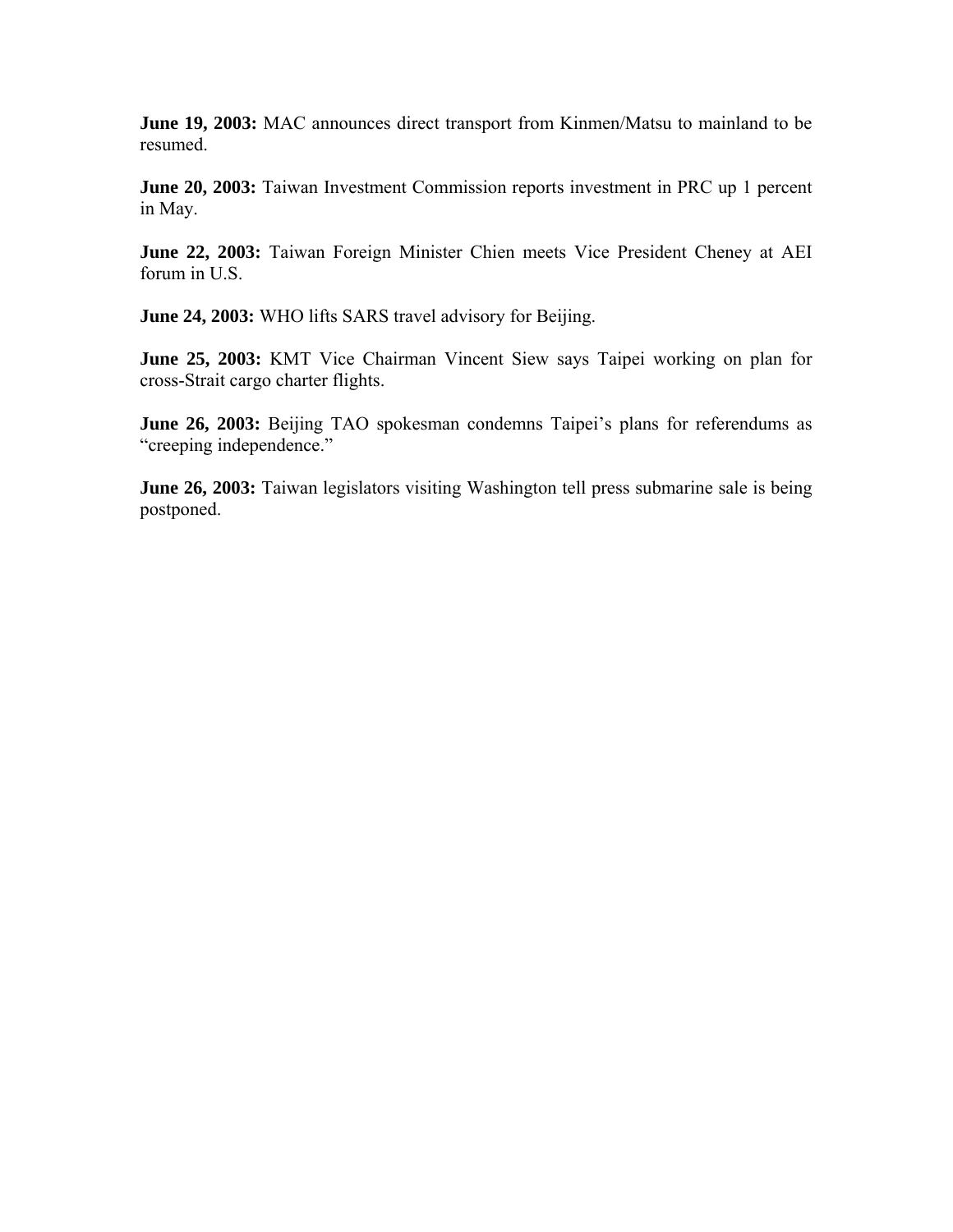**June 19, 2003:** MAC announces direct transport from Kinmen/Matsu to mainland to be resumed.

**June 20, 2003:** Taiwan Investment Commission reports investment in PRC up 1 percent in May.

**June 22, 2003:** Taiwan Foreign Minister Chien meets Vice President Cheney at AEI forum in U.S.

**June 24, 2003:** WHO lifts SARS travel advisory for Beijing.

**June 25, 2003:** KMT Vice Chairman Vincent Siew says Taipei working on plan for cross-Strait cargo charter flights.

**June 26, 2003:** Beijing TAO spokesman condemns Taipei's plans for referendums as "creeping independence."

**June 26, 2003:** Taiwan legislators visiting Washington tell press submarine sale is being postponed.